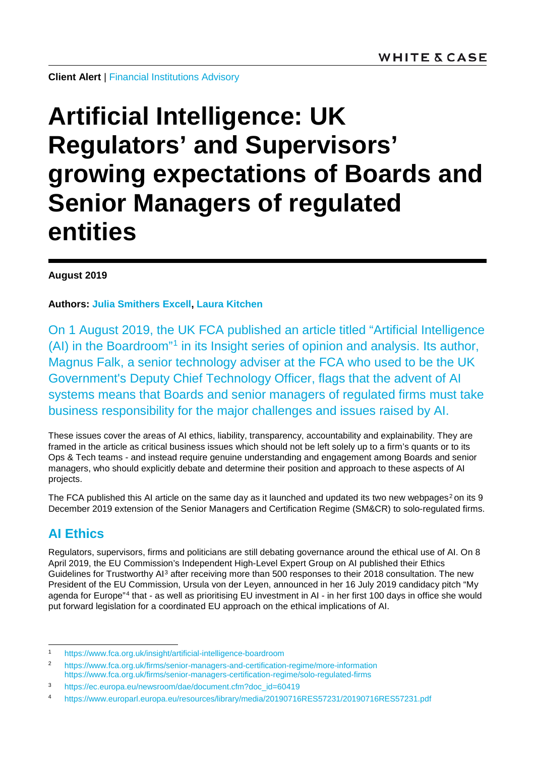**Client Alert** | Financial Institutions Advisory

# Artificial Intelligence: UK Regulators' and Supervisors' growing expectations of Boards and Senior Managers of regulated entities

**August 2019**

**Authors: Julia Smithers Excell, Laura Kitchen**

On 1 August 2019, the UK FCA published an article titled "Artificial Intelligence (AI) in the Boardroom"[1] in its Insight series of opinion and analysis. Its author, Magnus Falk, a senior technology adviser at the FCA who used to be the UK Government's Deputy Chief Technology Officer, flags that the advent of AI systems means that Boards and senior managers of regulated firms must take business responsibility for the major challenges and issues raised by AI.

These issues cover the areas of AI ethics, liability, transparency, accountability and explainability. They are framed in the article as critical business issues which should not be left solely up to a firm's quants or to its Ops & Tech teams - and instead require genuine understanding and engagement among Boards and senior managers, who should explicitly debate and determine their position and approach to these aspects of AI projects.

The FCA published this AI article on the same day as it launched and updated its two new webpages[2] on its 9 December 2019 extension of the Senior Managers and Certification Regime (SM&CR) to solo-regulated firms.

## AI Ethics

Regulators, supervisors, firms and politicians are still debating governance around the ethical use of AI. On 8 April 2019, the EU Commission's Independent High-Level Expert Group on AI published their Ethics Guidelines for Trustworthy AI[3] after receiving more than 500 responses to their 2018 consultation. The new President of the EU Commission, Ursula von der Leyen, announced in her 16 July 2019 candidacy pitch "My agenda for Europe"[4] that - as well as prioritising EU investment in AI - in her first 100 days in office she would put forward legislation for a coordinated EU approach on the ethical implications of AI.

---

1 https://www.fca.org.uk/insight/artificial-intelligence-boardroom

2 https://www.fca.org.uk/firms/senior-managers-and-certification-regime/more-information
https://www.fca.org.uk/firms/senior-managers-certification-regime/solo-regulated-firms

3 https://ec.europa.eu/newsroom/dae/document.cfm?doc_id=60419

4 https://www.europarl.europa.eu/resources/library/media/20190716RES57231/20190716RES57231.pdf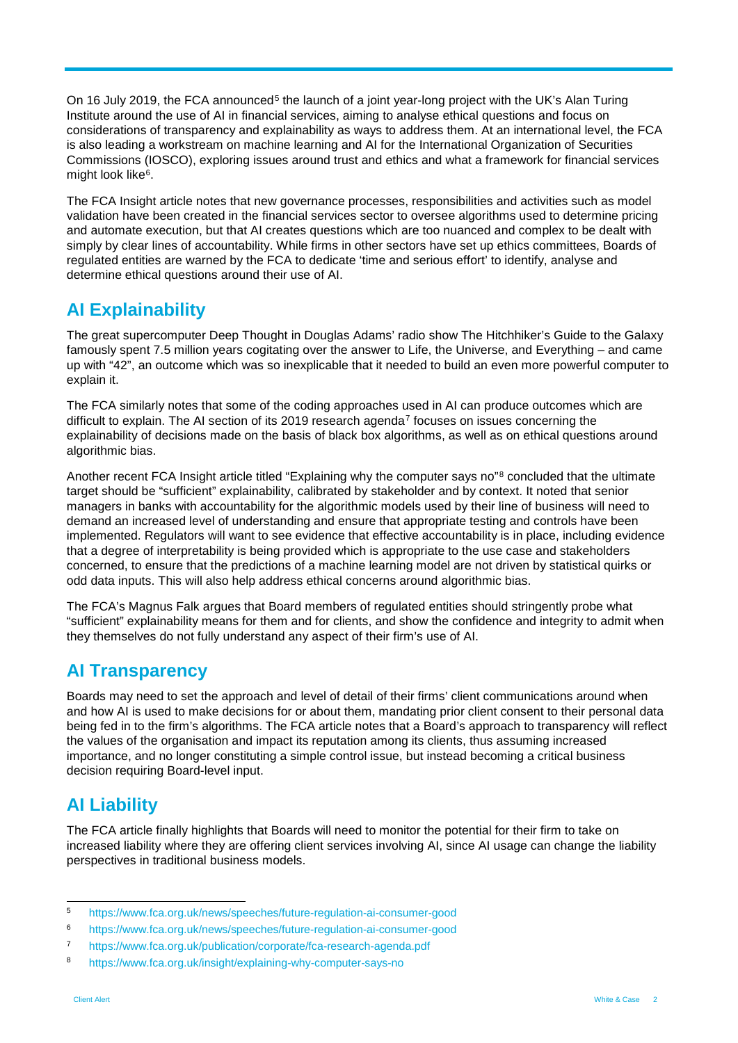On 16 July 2019, the FCA announced[5] the launch of a joint year-long project with the UK's Alan Turing Institute around the use of AI in financial services, aiming to analyse ethical questions and focus on considerations of transparency and explainability as ways to address them. At an international level, the FCA is also leading a workstream on machine learning and AI for the International Organization of Securities Commissions (IOSCO), exploring issues around trust and ethics and what a framework for financial services might look like[6].

The FCA Insight article notes that new governance processes, responsibilities and activities such as model validation have been created in the financial services sector to oversee algorithms used to determine pricing and automate execution, but that AI creates questions which are too nuanced and complex to be dealt with simply by clear lines of accountability. While firms in other sectors have set up ethics committees, Boards of regulated entities are warned by the FCA to dedicate 'time and serious effort' to identify, analyse and determine ethical questions around their use of AI.

## AI Explainability

The great supercomputer Deep Thought in Douglas Adams' radio show The Hitchhiker's Guide to the Galaxy famously spent 7.5 million years cogitating over the answer to Life, the Universe, and Everything – and came up with "42", an outcome which was so inexplicable that it needed to build an even more powerful computer to explain it.

The FCA similarly notes that some of the coding approaches used in AI can produce outcomes which are difficult to explain. The AI section of its 2019 research agenda[7] focuses on issues concerning the explainability of decisions made on the basis of black box algorithms, as well as on ethical questions around algorithmic bias.

Another recent FCA Insight article titled "Explaining why the computer says no"[8] concluded that the ultimate target should be "sufficient" explainability, calibrated by stakeholder and by context. It noted that senior managers in banks with accountability for the algorithmic models used by their line of business will need to demand an increased level of understanding and ensure that appropriate testing and controls have been implemented. Regulators will want to see evidence that effective accountability is in place, including evidence that a degree of interpretability is being provided which is appropriate to the use case and stakeholders concerned, to ensure that the predictions of a machine learning model are not driven by statistical quirks or odd data inputs. This will also help address ethical concerns around algorithmic bias.

The FCA's Magnus Falk argues that Board members of regulated entities should stringently probe what "sufficient" explainability means for them and for clients, and show the confidence and integrity to admit when they themselves do not fully understand any aspect of their firm's use of AI.

## AI Transparency

Boards may need to set the approach and level of detail of their firms' client communications around when and how AI is used to make decisions for or about them, mandating prior client consent to their personal data being fed in to the firm's algorithms. The FCA article notes that a Board's approach to transparency will reflect the values of the organisation and impact its reputation among its clients, thus assuming increased importance, and no longer constituting a simple control issue, but instead becoming a critical business decision requiring Board-level input.

## AI Liability

The FCA article finally highlights that Boards will need to monitor the potential for their firm to take on increased liability where they are offering client services involving AI, since AI usage can change the liability perspectives in traditional business models.

---

5 https://www.fca.org.uk/news/speeches/future-regulation-ai-consumer-good

6 https://www.fca.org.uk/news/speeches/future-regulation-ai-consumer-good

7 https://www.fca.org.uk/publication/corporate/fca-research-agenda.pdf

8 https://www.fca.org.uk/insight/explaining-why-computer-says-no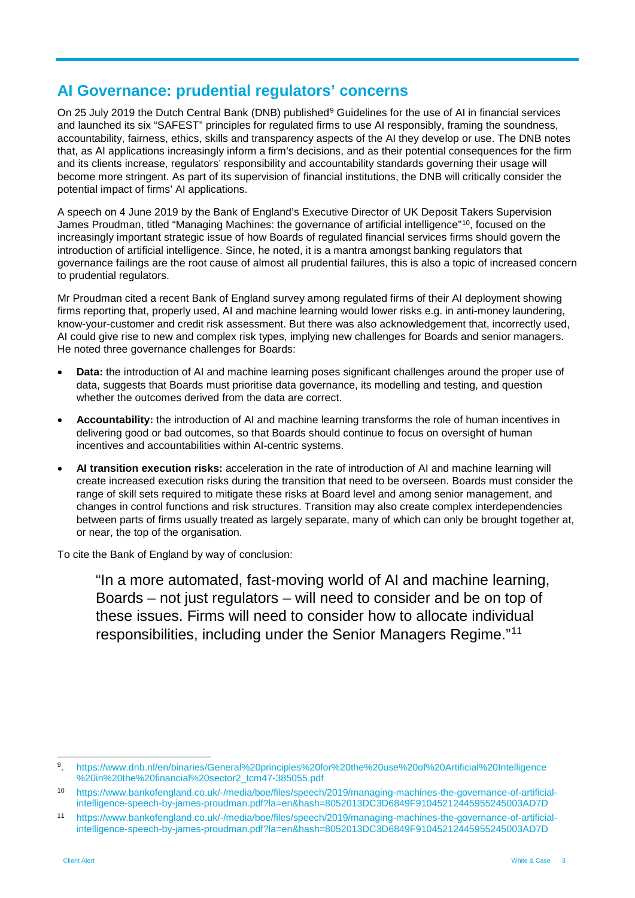## AI Governance: prudential regulators' concerns

On 25 July 2019 the Dutch Central Bank (DNB) published[9] Guidelines for the use of AI in financial services and launched its six "SAFEST" principles for regulated firms to use AI responsibly, framing the soundness, accountability, fairness, ethics, skills and transparency aspects of the AI they develop or use. The DNB notes that, as AI applications increasingly inform a firm's decisions, and as their potential consequences for the firm and its clients increase, regulators' responsibility and accountability standards governing their usage will become more stringent. As part of its supervision of financial institutions, the DNB will critically consider the potential impact of firms' AI applications.

A speech on 4 June 2019 by the Bank of England's Executive Director of UK Deposit Takers Supervision James Proudman, titled "Managing Machines: the governance of artificial intelligence"[10], focused on the increasingly important strategic issue of how Boards of regulated financial services firms should govern the introduction of artificial intelligence. Since, he noted, it is a mantra amongst banking regulators that governance failings are the root cause of almost all prudential failures, this is also a topic of increased concern to prudential regulators.

Mr Proudman cited a recent Bank of England survey among regulated firms of their AI deployment showing firms reporting that, properly used, AI and machine learning would lower risks e.g. in anti-money laundering, know-your-customer and credit risk assessment. But there was also acknowledgement that, incorrectly used, AI could give rise to new and complex risk types, implying new challenges for Boards and senior managers. He noted three governance challenges for Boards:

- **Data:** the introduction of AI and machine learning poses significant challenges around the proper use of data, suggests that Boards must prioritise data governance, its modelling and testing, and question whether the outcomes derived from the data are correct.
- **Accountability:** the introduction of AI and machine learning transforms the role of human incentives in delivering good or bad outcomes, so that Boards should continue to focus on oversight of human incentives and accountabilities within AI-centric systems.
- **AI transition execution risks:** acceleration in the rate of introduction of AI and machine learning will create increased execution risks during the transition that need to be overseen. Boards must consider the range of skill sets required to mitigate these risks at Board level and among senior management, and changes in control functions and risk structures. Transition may also create complex interdependencies between parts of firms usually treated as largely separate, many of which can only be brought together at, or near, the top of the organisation.

To cite the Bank of England by way of conclusion:

> "In a more automated, fast-moving world of AI and machine learning, Boards – not just regulators – will need to consider and be on top of these issues. Firms will need to consider how to allocate individual responsibilities, including under the Senior Managers Regime."[11]

---

[9]. https://www.dnb.nl/en/binaries/General%20principles%20for%20the%20use%20of%20Artificial%20Intelligence%20in%20the%20financial%20sector2_tcm47-385055.pdf

[10] https://www.bankofengland.co.uk/-/media/boe/files/speech/2019/managing-machines-the-governance-of-artificial-intelligence-speech-by-james-proudman.pdf?la=en&hash=8052013DC3D6849F91045212445955245003AD7D

[11] https://www.bankofengland.co.uk/-/media/boe/files/speech/2019/managing-machines-the-governance-of-artificial-intelligence-speech-by-james-proudman.pdf?la=en&hash=8052013DC3D6849F91045212445955245003AD7D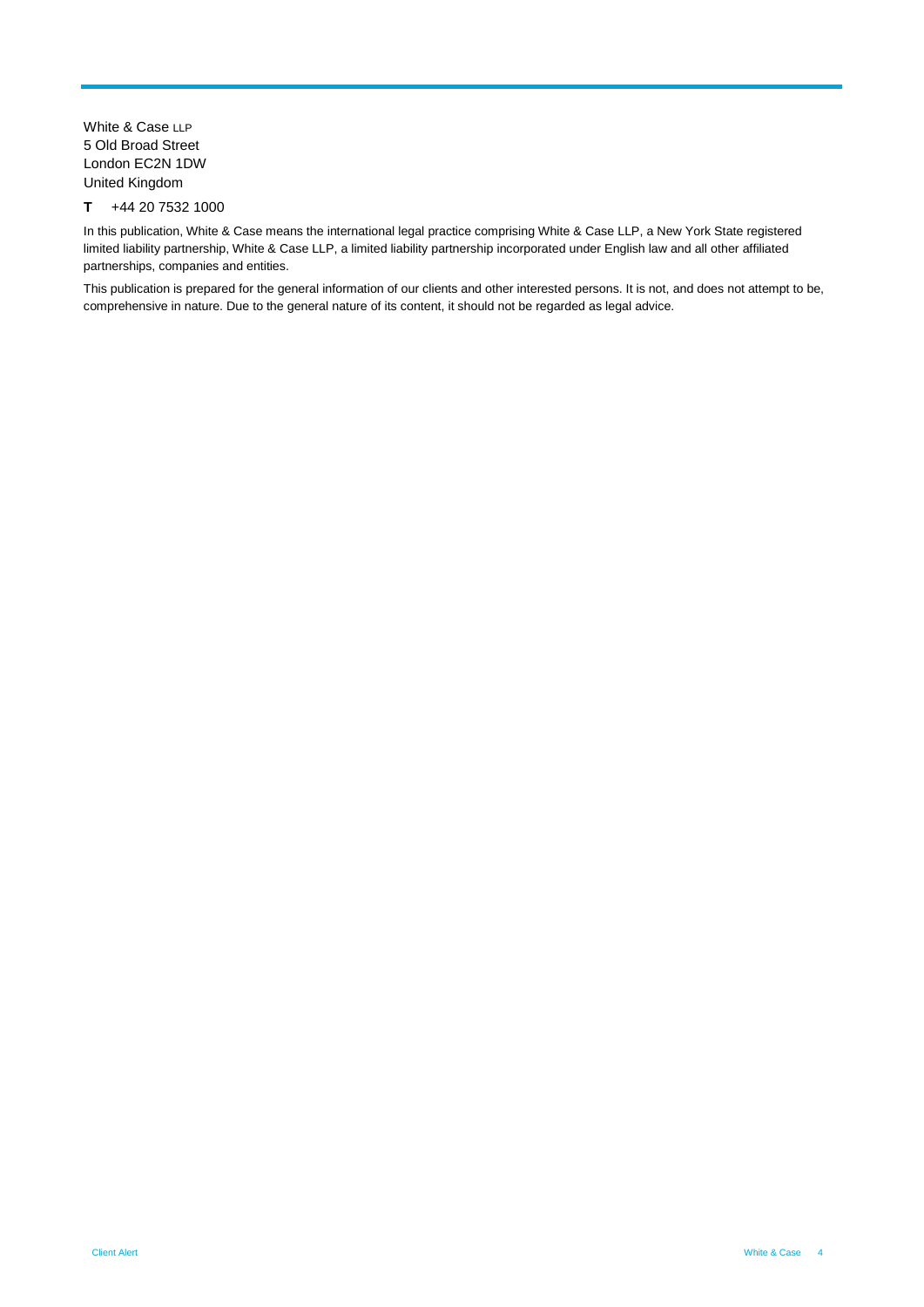White & Case LLP
5 Old Broad Street
London EC2N 1DW
United Kingdom

**T** +44 20 7532 1000

In this publication, White & Case means the international legal practice comprising White & Case LLP, a New York State registered limited liability partnership, White & Case LLP, a limited liability partnership incorporated under English law and all other affiliated partnerships, companies and entities.

This publication is prepared for the general information of our clients and other interested persons. It is not, and does not attempt to be, comprehensive in nature. Due to the general nature of its content, it should not be regarded as legal advice.